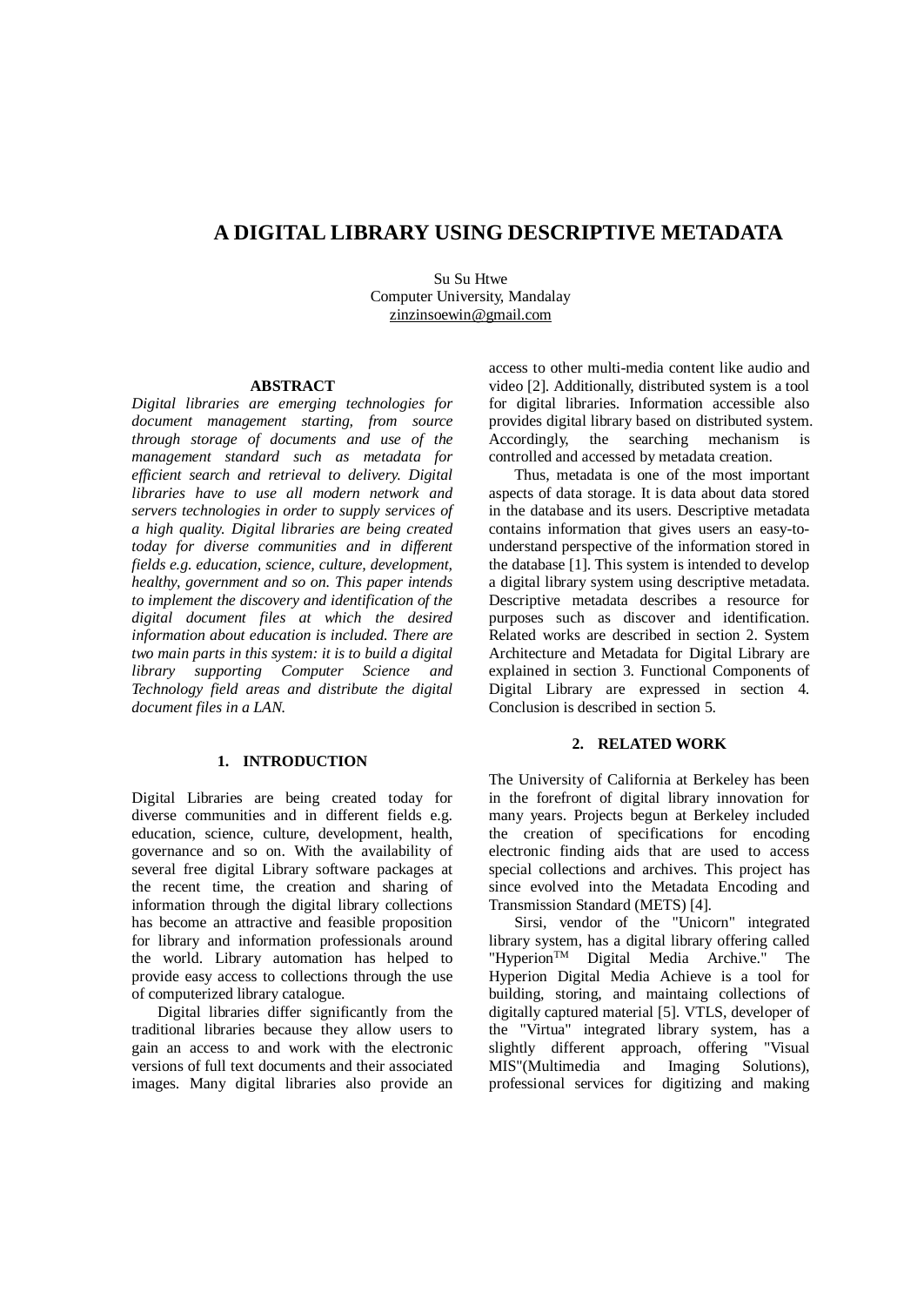# A DIGITAL LIBRARY USING DESCRIPTIVE METADATA

Su Su Htwe
Computer University, Mandalay
zinzinsoewin@gmail.com

## ABSTRACT

*Digital libraries are emerging technologies for document management starting, from source through storage of documents and use of the management standard such as metadata for efficient search and retrieval to delivery. Digital libraries have to use all modern network and servers technologies in order to supply services of a high quality. Digital libraries are being created today for diverse communities and in different fields e.g. education, science, culture, development, healthy, government and so on. This paper intends to implement the discovery and identification of the digital document files at which the desired information about education is included. There are two main parts in this system: it is to build a digital library supporting Computer Science and Technology field areas and distribute the digital document files in a LAN.*

## 1. INTRODUCTION

Digital Libraries are being created today for diverse communities and in different fields e.g. education, science, culture, development, health, governance and so on. With the availability of several free digital Library software packages at the recent time, the creation and sharing of information through the digital library collections has become an attractive and feasible proposition for library and information professionals around the world. Library automation has helped to provide easy access to collections through the use of computerized library catalogue.

Digital libraries differ significantly from the traditional libraries because they allow users to gain an access to and work with the electronic versions of full text documents and their associated images. Many digital libraries also provide an access to other multi-media content like audio and video [2]. Additionally, distributed system is a tool for digital libraries. Information accessible also provides digital library based on distributed system. Accordingly, the searching mechanism is controlled and accessed by metadata creation.

Thus, metadata is one of the most important aspects of data storage. It is data about data stored in the database and its users. Descriptive metadata contains information that gives users an easy-to-understand perspective of the information stored in the database [1]. This system is intended to develop a digital library system using descriptive metadata. Descriptive metadata describes a resource for purposes such as discover and identification. Related works are described in section 2. System Architecture and Metadata for Digital Library are explained in section 3. Functional Components of Digital Library are expressed in section 4. Conclusion is described in section 5.

## 2. RELATED WORK

The University of California at Berkeley has been in the forefront of digital library innovation for many years. Projects begun at Berkeley included the creation of specifications for encoding electronic finding aids that are used to access special collections and archives. This project has since evolved into the Metadata Encoding and Transmission Standard (METS) [4].

Sirsi, vendor of the "Unicorn" integrated library system, has a digital library offering called "Hyperion™ Digital Media Archive." The Hyperion Digital Media Achieve is a tool for building, storing, and maintaing collections of digitally captured material [5]. VTLS, developer of the "Virtua" integrated library system, has a slightly different approach, offering "Visual MIS"(Multimedia and Imaging Solutions), professional services for digitizing and making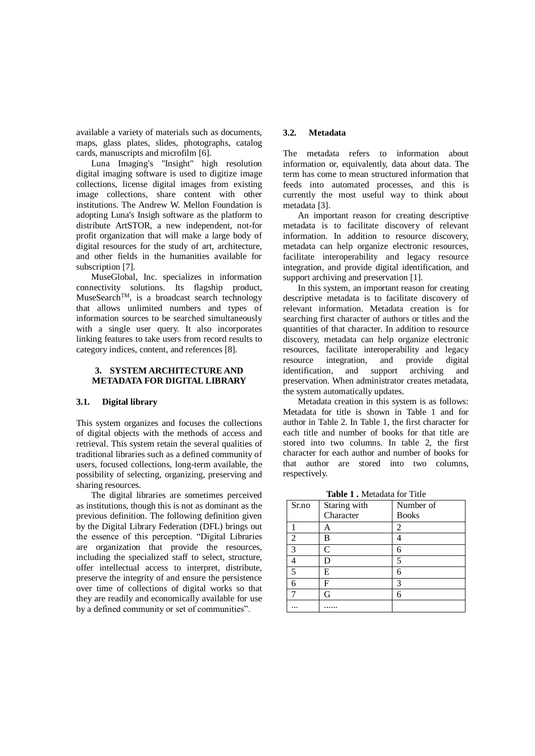available a variety of materials such as documents, maps, glass plates, slides, photographs, catalog cards, manuscripts and microfilm [6].

Luna Imaging's "Insight" high resolution digital imaging software is used to digitize image collections, license digital images from existing image collections, share content with other institutions. The Andrew W. Mellon Foundation is adopting Luna's Insigh software as the platform to distribute ArtSTOR, a new independent, not-for profit organization that will make a large body of digital resources for the study of art, architecture, and other fields in the humanities available for subscription [7].

MuseGlobal, Inc. specializes in information connectivity solutions. Its flagship product, MuseSearch™, is a broadcast search technology that allows unlimited numbers and types of information sources to be searched simultaneously with a single user query. It also incorporates linking features to take users from record results to category indices, content, and references [8].

## 3. SYSTEM ARCHITECTURE AND METADATA FOR DIGITAL LIBRARY

### 3.1. Digital library

This system organizes and focuses the collections of digital objects with the methods of access and retrieval. This system retain the several qualities of traditional libraries such as a defined community of users, focused collections, long-term available, the possibility of selecting, organizing, preserving and sharing resources.

The digital libraries are sometimes perceived as institutions, though this is not as dominant as the previous definition. The following definition given by the Digital Library Federation (DFL) brings out the essence of this perception. "Digital Libraries are organization that provide the resources, including the specialized staff to select, structure, offer intellectual access to interpret, distribute, preserve the integrity of and ensure the persistence over time of collections of digital works so that they are readily and economically available for use by a defined community or set of communities".

### 3.2. Metadata

The metadata refers to information about information or, equivalently, data about data. The term has come to mean structured information that feeds into automated processes, and this is currently the most useful way to think about metadata [3].

An important reason for creating descriptive metadata is to facilitate discovery of relevant information. In addition to resource discovery, metadata can help organize electronic resources, facilitate interoperability and legacy resource integration, and provide digital identification, and support archiving and preservation [1].

In this system, an important reason for creating descriptive metadata is to facilitate discovery of relevant information. Metadata creation is for searching first character of authors or titles and the quantities of that character. In addition to resource discovery, metadata can help organize electronic resources, facilitate interoperability and legacy resource integration, and provide digital identification, and support archiving and preservation. When administrator creates metadata, the system automatically updates.

Metadata creation in this system is as follows: Metadata for title is shown in Table 1 and for author in Table 2. In Table 1, the first character for each title and number of books for that title are stored into two columns. In table 2, the first character for each author and number of books for that author are stored into two columns, respectively.

**Table 1 .** Metadata for Title

| Sr.no | Staring with Character | Number of Books |
|---|---|---|
| 1 | A | 2 |
| 2 | B | 4 |
| 3 | C | 6 |
| 4 | D | 5 |
| 5 | E | 6 |
| 6 | F | 3 |
| 7 | G | 6 |
| ... | ...... | |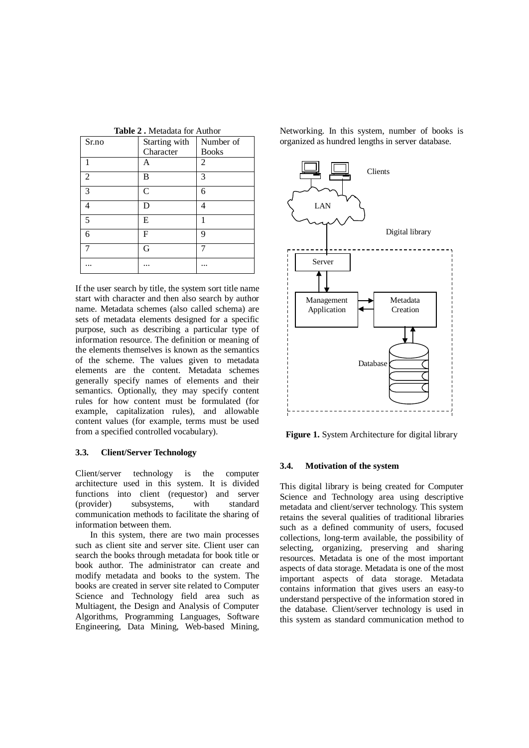**Table 2 .** Metadata for Author

| Sr.no | Starting with Character | Number of Books |
|---|---|---|
| 1 | A | 2 |
| 2 | B | 3 |
| 3 | C | 6 |
| 4 | D | 4 |
| 5 | E | 1 |
| 6 | F | 9 |
| 7 | G | 7 |
| ... | ... | ... |

If the user search by title, the system sort title name start with character and then also search by author name. Metadata schemes (also called schema) are sets of metadata elements designed for a specific purpose, such as describing a particular type of information resource. The definition or meaning of the elements themselves is known as the semantics of the scheme. The values given to metadata elements are the content. Metadata schemes generally specify names of elements and their semantics. Optionally, they may specify content rules for how content must be formulated (for example, capitalization rules), and allowable content values (for example, terms must be used from a specified controlled vocabulary).

### 3.3. Client/Server Technology

Client/server technology is the computer architecture used in this system. It is divided functions into client (requestor) and server (provider) subsystems, with standard communication methods to facilitate the sharing of information between them.

In this system, there are two main processes such as client site and server site. Client user can search the books through metadata for book title or book author. The administrator can create and modify metadata and books to the system. The books are created in server site related to Computer Science and Technology field area such as Multiagent, the Design and Analysis of Computer Algorithms, Programming Languages, Software Engineering, Data Mining, Web-based Mining, Networking. In this system, number of books is organized as hundred lengths in server database.

Clients

LAN

Digital library

Server

Management Application

Metadata Creation

Database

**Figure 1.** System Architecture for digital library

### 3.4. Motivation of the system

This digital library is being created for Computer Science and Technology area using descriptive metadata and client/server technology. This system retains the several qualities of traditional libraries such as a defined community of users, focused collections, long-term available, the possibility of selecting, organizing, preserving and sharing resources. Metadata is one of the most important aspects of data storage. Metadata is one of the most important aspects of data storage. Metadata contains information that gives users an easy-to understand perspective of the information stored in the database. Client/server technology is used in this system as standard communication method to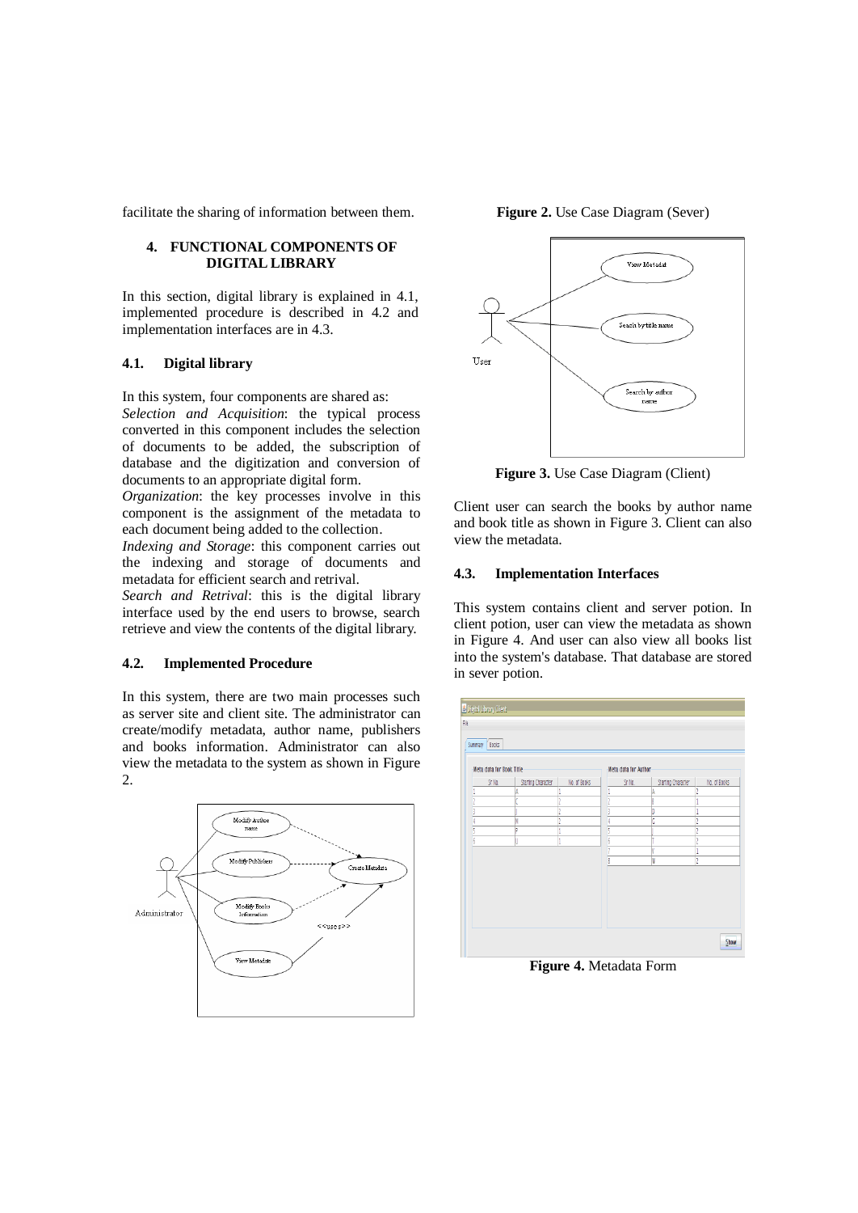facilitate the sharing of information between them.

## 4. FUNCTIONAL COMPONENTS OF DIGITAL LIBRARY

In this section, digital library is explained in 4.1, implemented procedure is described in 4.2 and implementation interfaces are in 4.3.

### 4.1. Digital library

In this system, four components are shared as:

*Selection and Acquisition*: the typical process converted in this component includes the selection of documents to be added, the subscription of database and the digitization and conversion of documents to an appropriate digital form.

*Organization*: the key processes involve in this component is the assignment of the metadata to each document being added to the collection.

*Indexing and Storage*: this component carries out the indexing and storage of documents and metadata for efficient search and retrival.

*Search and Retrival*: this is the digital library interface used by the end users to browse, search retrieve and view the contents of the digital library.

### 4.2. Implemented Procedure

In this system, there are two main processes such as server site and client site. The administrator can create/modify metadata, author name, publishers and books information. Administrator can also view the metadata to the system as shown in Figure 2.

**Figure 2.** Use Case Diagram (Sever)

**Figure 3.** Use Case Diagram (Client)

Client user can search the books by author name and book title as shown in Figure 3. Client can also view the metadata.

### 4.3. Implementation Interfaces

This system contains client and server potion. In client potion, user can view the metadata as shown in Figure 4. And user can also view all books list into the system's database. That database are stored in sever potion.

**Figure 4.** Metadata Form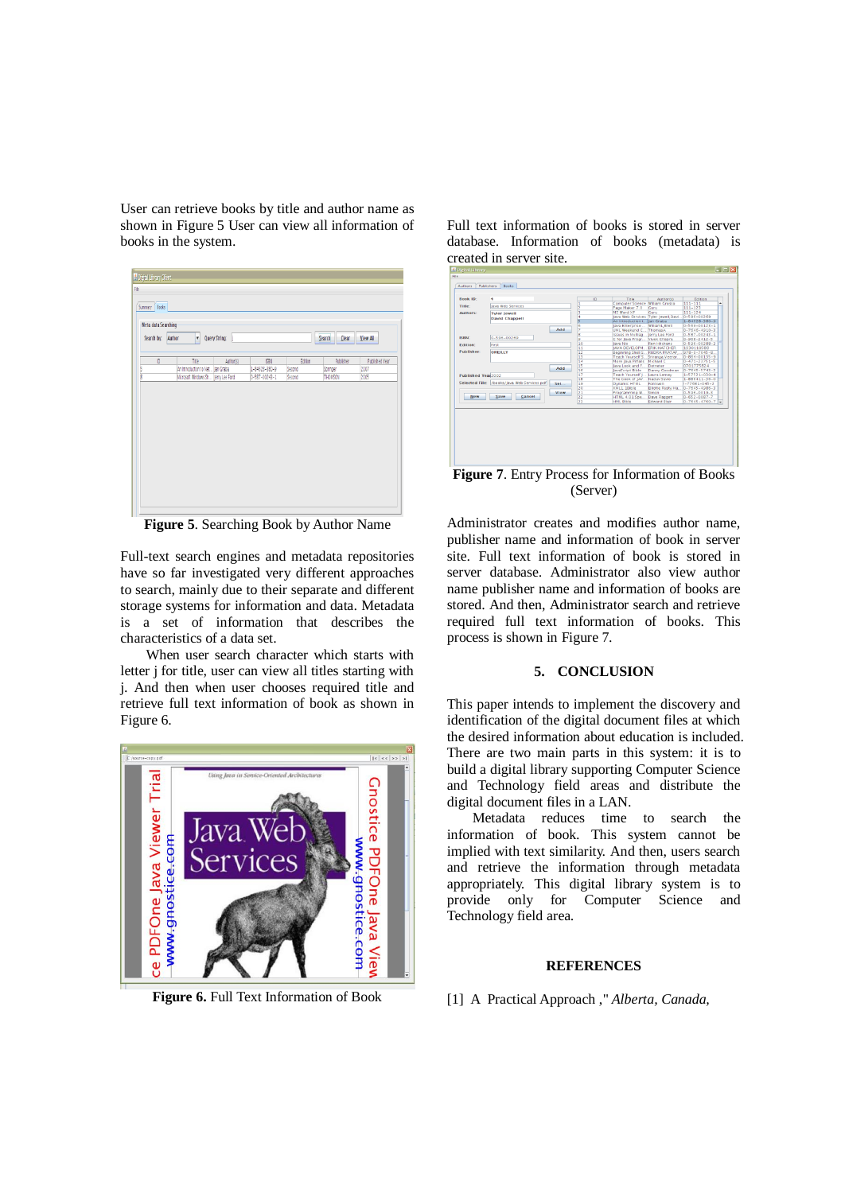User can retrieve books by title and author name as shown in Figure 5 User can view all information of books in the system.

**Figure 5**. Searching Book by Author Name

Full-text search engines and metadata repositories have so far investigated very different approaches to search, mainly due to their separate and different storage systems for information and data. Metadata is a set of information that describes the characteristics of a data set.

When user search character which starts with letter j for title, user can view all titles starting with j. And then when user chooses required title and retrieve full text information of book as shown in Figure 6.

**Figure 6.** Full Text Information of Book

Full text information of books is stored in server database. Information of books (metadata) is created in server site.

**Figure 7**. Entry Process for Information of Books (Server)

Administrator creates and modifies author name, publisher name and information of book in server site. Full text information of book is stored in server database. Administrator also view author name publisher name and information of books are stored. And then, Administrator search and retrieve required full text information of books. This process is shown in Figure 7.

## 5. CONCLUSION

This paper intends to implement the discovery and identification of the digital document files at which the desired information about education is included. There are two main parts in this system: it is to build a digital library supporting Computer Science and Technology field areas and distribute the digital document files in a LAN.

Metadata reduces time to search the information of book. This system cannot be implied with text similarity. And then, users search and retrieve the information through metadata appropriately. This digital library system is to provide only for Computer Science and Technology field area.

## REFERENCES

[1] A Practical Approach ," *Alberta, Canada,*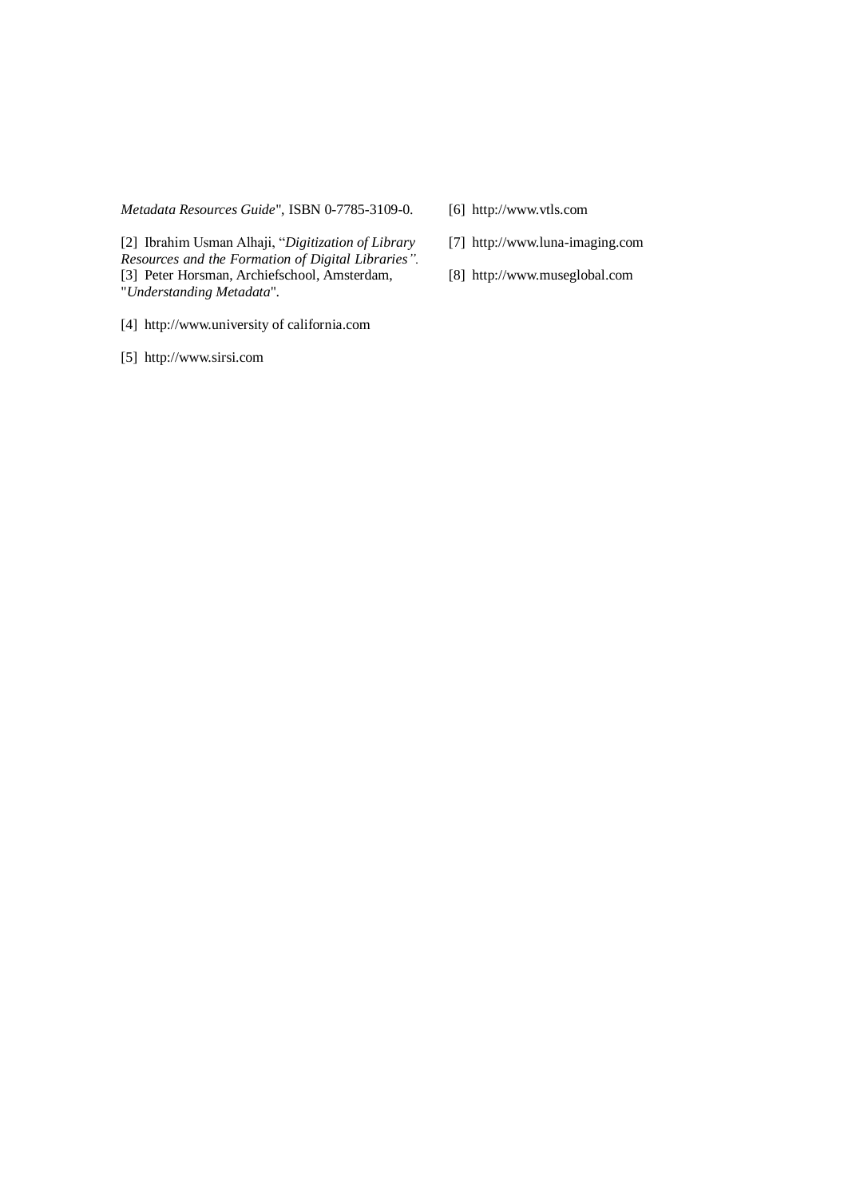*Metadata Resources Guide*", ISBN 0-7785-3109-0.

[2] Ibrahim Usman Alhaji, "*Digitization of Library Resources and the Formation of Digital Libraries".*
[3] Peter Horsman, Archiefschool, Amsterdam, "*Understanding Metadata*".

[4] http://www.university of california.com

[5] http://www.sirsi.com

[6] http://www.vtls.com

[7] http://www.luna-imaging.com

[8] http://www.museglobal.com